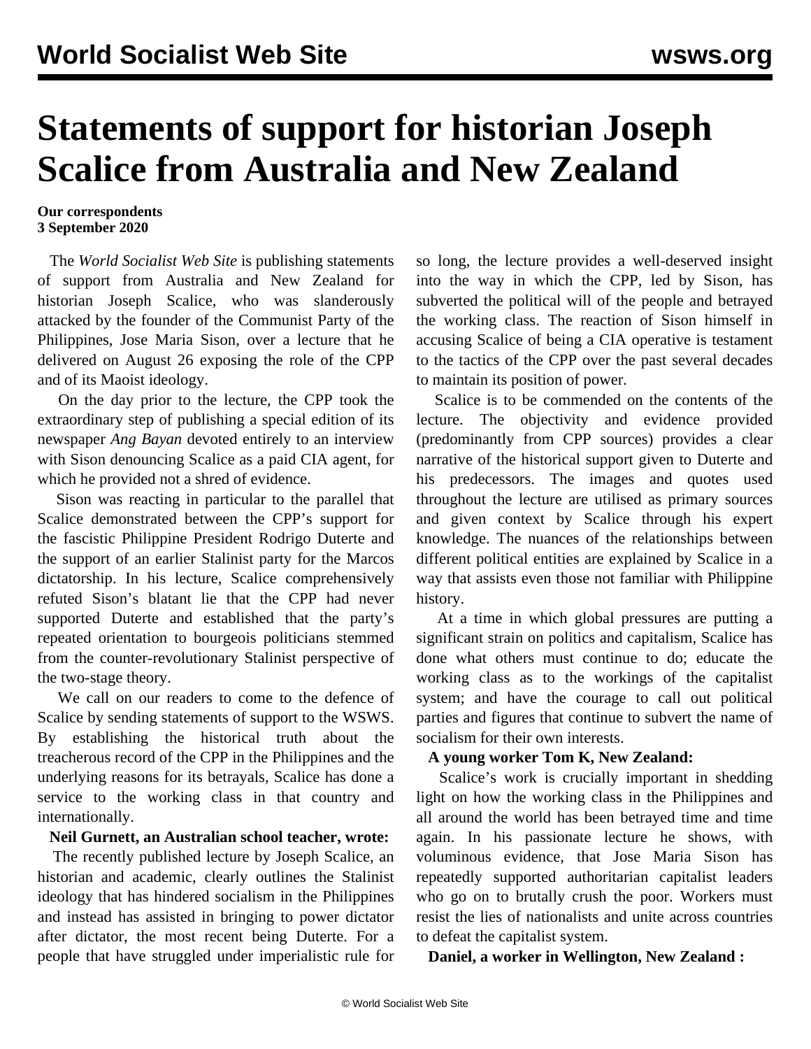# Statements of support for historian Joseph Scalice from Australia and New Zealand

**Our correspondents**
**3 September 2020**

The *World Socialist Web Site* is publishing statements of support from Australia and New Zealand for historian Joseph Scalice, who was slanderously attacked by the founder of the Communist Party of the Philippines, Jose Maria Sison, over a lecture that he delivered on August 26 exposing the role of the CPP and of its Maoist ideology.

On the day prior to the lecture, the CPP took the extraordinary step of publishing a special edition of its newspaper *Ang Bayan* devoted entirely to an interview with Sison denouncing Scalice as a paid CIA agent, for which he provided not a shred of evidence.

Sison was reacting in particular to the parallel that Scalice demonstrated between the CPP's support for the fascistic Philippine President Rodrigo Duterte and the support of an earlier Stalinist party for the Marcos dictatorship. In his lecture, Scalice comprehensively refuted Sison's blatant lie that the CPP had never supported Duterte and established that the party's repeated orientation to bourgeois politicians stemmed from the counter-revolutionary Stalinist perspective of the two-stage theory.

We call on our readers to come to the defence of Scalice by sending statements of support to the WSWS. By establishing the historical truth about the treacherous record of the CPP in the Philippines and the underlying reasons for its betrayals, Scalice has done a service to the working class in that country and internationally.

**Neil Gurnett, an Australian school teacher, wrote:**

The recently published lecture by Joseph Scalice, an historian and academic, clearly outlines the Stalinist ideology that has hindered socialism in the Philippines and instead has assisted in bringing to power dictator after dictator, the most recent being Duterte. For a people that have struggled under imperialistic rule for so long, the lecture provides a well-deserved insight into the way in which the CPP, led by Sison, has subverted the political will of the people and betrayed the working class. The reaction of Sison himself in accusing Scalice of being a CIA operative is testament to the tactics of the CPP over the past several decades to maintain its position of power.

Scalice is to be commended on the contents of the lecture. The objectivity and evidence provided (predominantly from CPP sources) provides a clear narrative of the historical support given to Duterte and his predecessors. The images and quotes used throughout the lecture are utilised as primary sources and given context by Scalice through his expert knowledge. The nuances of the relationships between different political entities are explained by Scalice in a way that assists even those not familiar with Philippine history.

At a time in which global pressures are putting a significant strain on politics and capitalism, Scalice has done what others must continue to do; educate the working class as to the workings of the capitalist system; and have the courage to call out political parties and figures that continue to subvert the name of socialism for their own interests.

**A young worker Tom K, New Zealand:**

Scalice's work is crucially important in shedding light on how the working class in the Philippines and all around the world has been betrayed time and time again. In his passionate lecture he shows, with voluminous evidence, that Jose Maria Sison has repeatedly supported authoritarian capitalist leaders who go on to brutally crush the poor. Workers must resist the lies of nationalists and unite across countries to defeat the capitalist system.

**Daniel, a worker in Wellington, New Zealand :**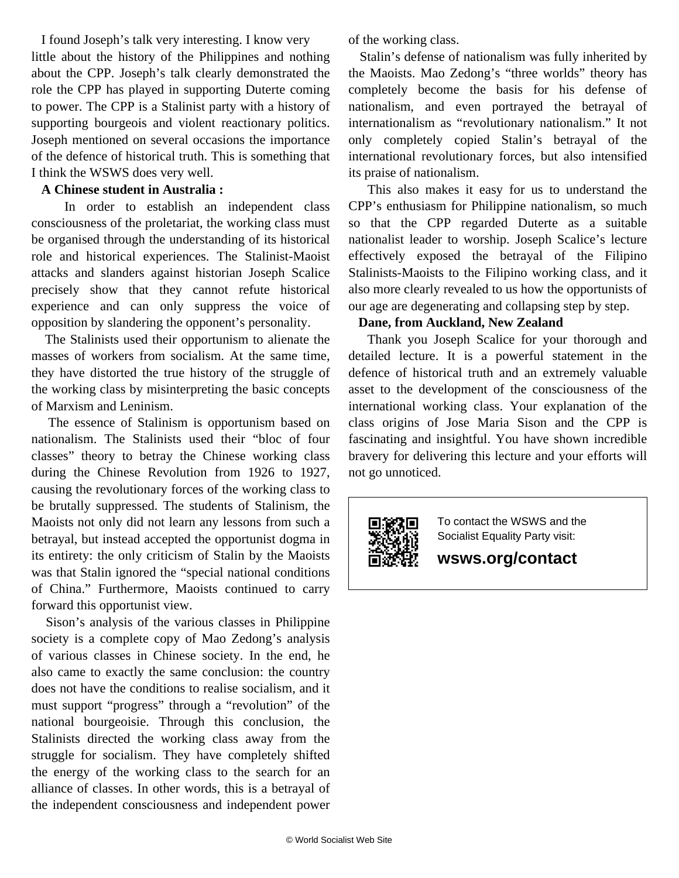I found Joseph's talk very interesting. I know very little about the history of the Philippines and nothing about the CPP. Joseph's talk clearly demonstrated the role the CPP has played in supporting Duterte coming to power. The CPP is a Stalinist party with a history of supporting bourgeois and violent reactionary politics. Joseph mentioned on several occasions the importance of the defence of historical truth. This is something that I think the WSWS does very well.

**A Chinese student in Australia :**

In order to establish an independent class consciousness of the proletariat, the working class must be organised through the understanding of its historical role and historical experiences. The Stalinist-Maoist attacks and slanders against historian Joseph Scalice precisely show that they cannot refute historical experience and can only suppress the voice of opposition by slandering the opponent's personality.

The Stalinists used their opportunism to alienate the masses of workers from socialism. At the same time, they have distorted the true history of the struggle of the working class by misinterpreting the basic concepts of Marxism and Leninism.

The essence of Stalinism is opportunism based on nationalism. The Stalinists used their "bloc of four classes" theory to betray the Chinese working class during the Chinese Revolution from 1926 to 1927, causing the revolutionary forces of the working class to be brutally suppressed. The students of Stalinism, the Maoists not only did not learn any lessons from such a betrayal, but instead accepted the opportunist dogma in its entirety: the only criticism of Stalin by the Maoists was that Stalin ignored the "special national conditions of China." Furthermore, Maoists continued to carry forward this opportunist view.

Sison's analysis of the various classes in Philippine society is a complete copy of Mao Zedong's analysis of various classes in Chinese society. In the end, he also came to exactly the same conclusion: the country does not have the conditions to realise socialism, and it must support "progress" through a "revolution" of the national bourgeoisie. Through this conclusion, the Stalinists directed the working class away from the struggle for socialism. They have completely shifted the energy of the working class to the search for an alliance of classes. In other words, this is a betrayal of the independent consciousness and independent power of the working class.

Stalin's defense of nationalism was fully inherited by the Maoists. Mao Zedong's "three worlds" theory has completely become the basis for his defense of nationalism, and even portrayed the betrayal of internationalism as "revolutionary nationalism." It not only completely copied Stalin's betrayal of the international revolutionary forces, but also intensified its praise of nationalism.

This also makes it easy for us to understand the CPP's enthusiasm for Philippine nationalism, so much so that the CPP regarded Duterte as a suitable nationalist leader to worship. Joseph Scalice's lecture effectively exposed the betrayal of the Filipino Stalinists-Maoists to the Filipino working class, and it also more clearly revealed to us how the opportunists of our age are degenerating and collapsing step by step.

**Dane, from Auckland, New Zealand**

Thank you Joseph Scalice for your thorough and detailed lecture. It is a powerful statement in the defence of historical truth and an extremely valuable asset to the development of the consciousness of the international working class. Your explanation of the class origins of Jose Maria Sison and the CPP is fascinating and insightful. You have shown incredible bravery for delivering this lecture and your efforts will not go unnoticed.

To contact the WSWS and the Socialist Equality Party visit:

**wsws.org/contact**